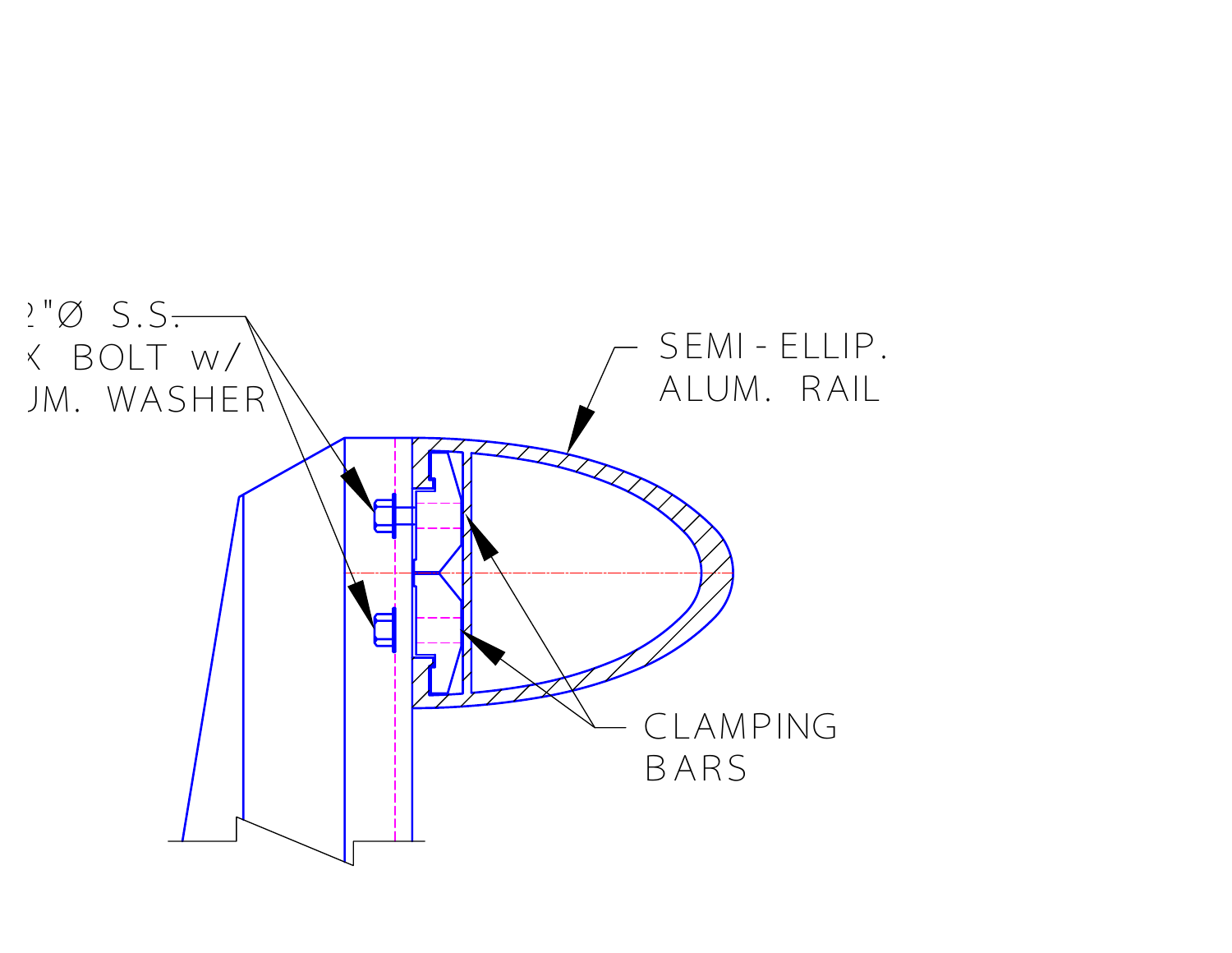2"Ø S.S.
X BOLT w/
JM. WASHER

SEMI - ELLIP.
ALUM. RAIL

CLAMPING
BARS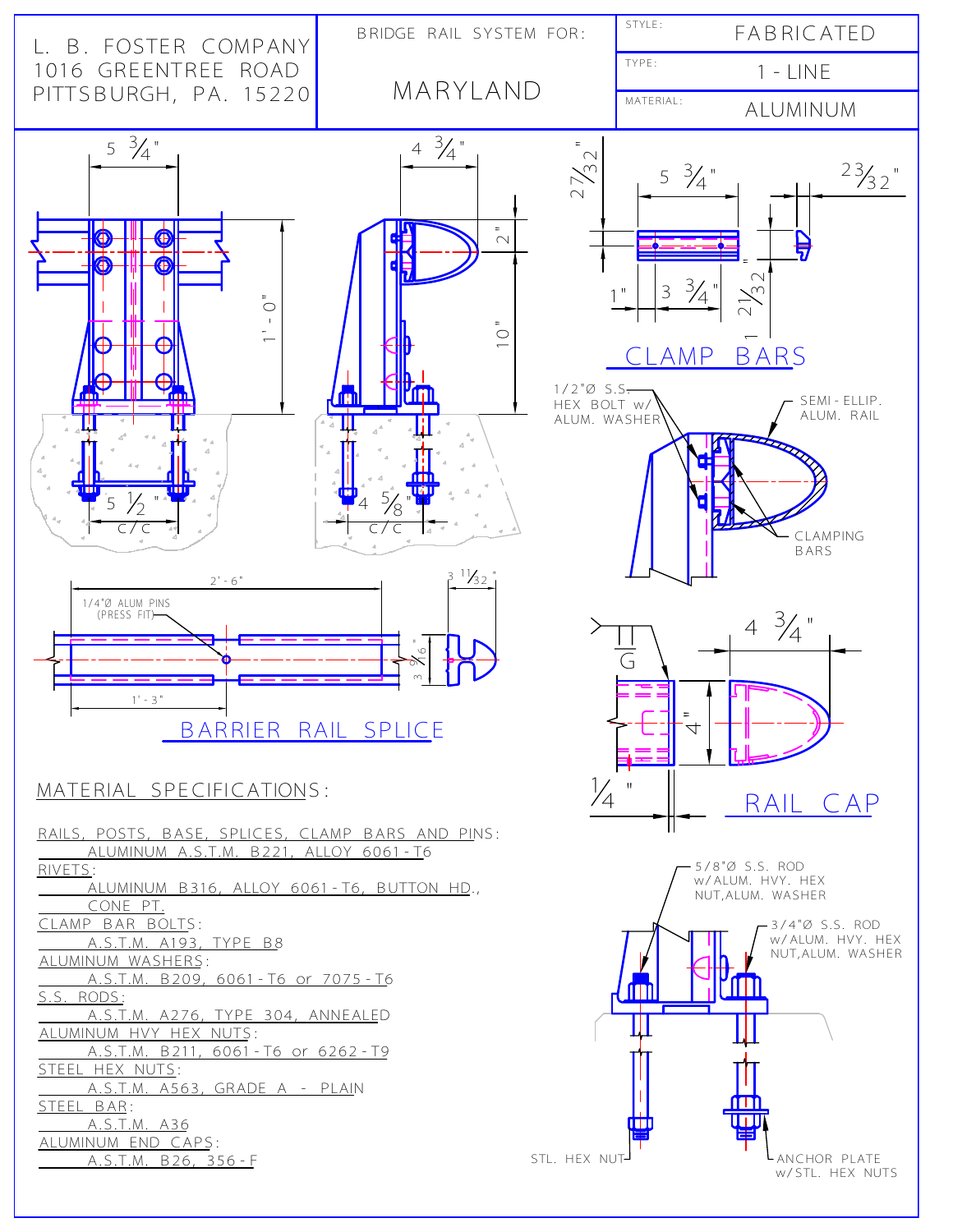L. B. FOSTER COMPANY
1016 GREENTREE ROAD
PITTSBURGH, PA. 15220

BRIDGE RAIL SYSTEM FOR:

MARYLAND

| | |
|---|---|
| STYLE: | FABRICATED |
| TYPE: | 1 - LINE |
| MATERIAL: | ALUMINUM |

5 3/4"

1'-0"

5 1/2" C/C

4 3/4"

2"

10"

4 5/8" C/C

27/32"

5 3/4"

23/32"

1"

3 3/4"

1 21/32"

CLAMP BARS

1/2"Ø S.S. HEX BOLT w/ ALUM. WASHER

SEMI-ELLIP. ALUM. RAIL

CLAMPING BARS

2'-6"

1/4"Ø ALUM PINS (PRESS FIT)

1'-3"

3 11/32"

3 9/16"

BARRIER RAIL SPLICE

G

4 3/4"

4"

1/4"

RAIL CAP

5/8"Ø S.S. ROD w/ALUM. HVY. HEX NUT,ALUM. WASHER

3/4"Ø S.S. ROD w/ALUM. HVY. HEX NUT,ALUM. WASHER

STL. HEX NUT

ANCHOR PLATE w/STL. HEX NUTS

## MATERIAL SPECIFICATIONS:

RAILS, POSTS, BASE, SPLICES, CLAMP BARS AND PINS:
ALUMINUM A.S.T.M. B221, ALLOY 6061-T6

RIVETS:
ALUMINUM B316, ALLOY 6061-T6, BUTTON HD., CONE PT.

CLAMP BAR BOLTS:
A.S.T.M. A193, TYPE B8

ALUMINUM WASHERS:
A.S.T.M. B209, 6061-T6 or 7075-T6

S.S. RODS:
A.S.T.M. A276, TYPE 304, ANNEALED

ALUMINUM HVY HEX NUTS:
A.S.T.M. B211, 6061-T6 or 6262-T9

STEEL HEX NUTS:
A.S.T.M. A563, GRADE A - PLAIN

STEEL BAR:
A.S.T.M. A36

ALUMINUM END CAPS:
A.S.T.M. B26, 356-F